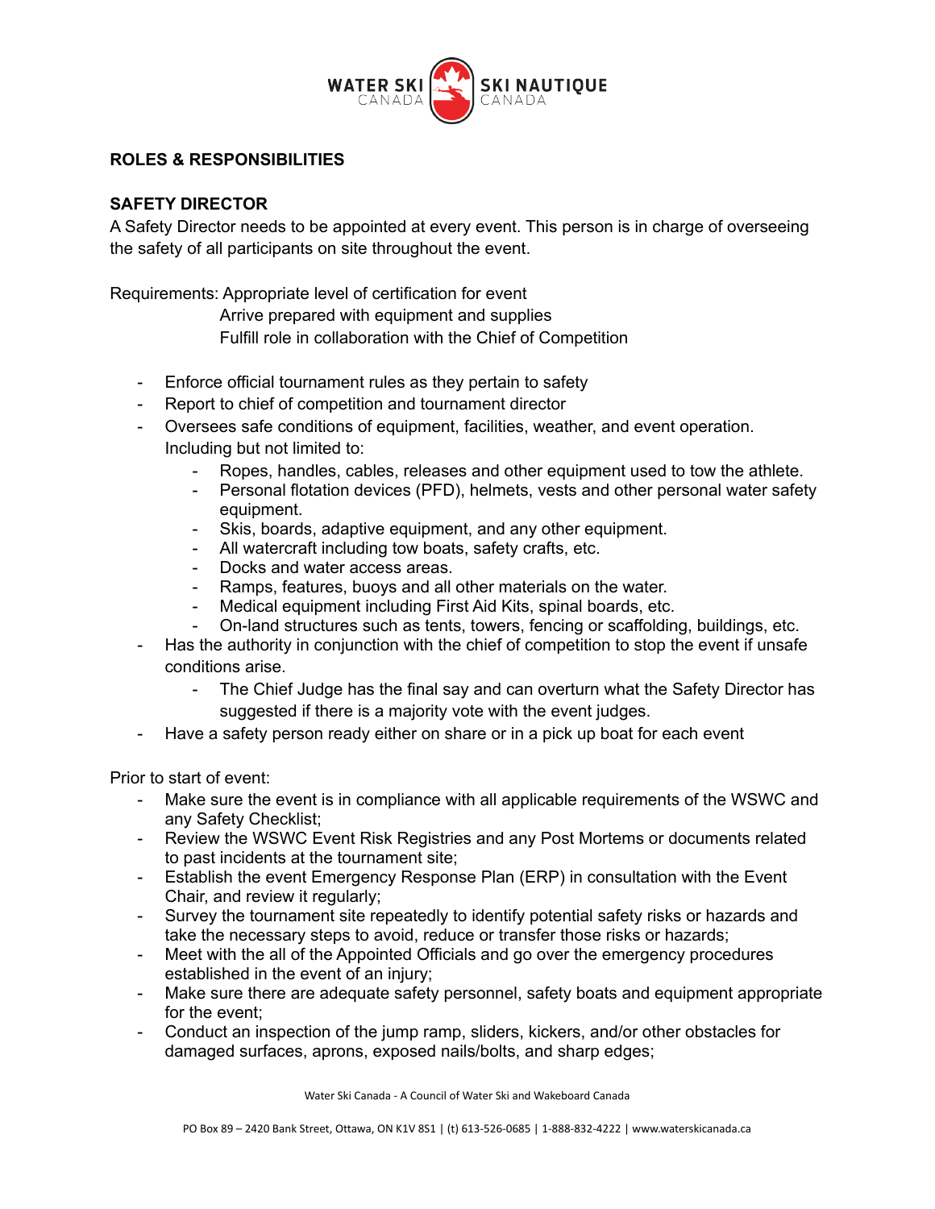## ROLES & RESPONSIBILITIES

### SAFETY DIRECTOR

A Safety Director needs to be appointed at every event. This person is in charge of overseeing the safety of all participants on site throughout the event.

Requirements: Appropriate level of certification for event
Arrive prepared with equipment and supplies
Fulfill role in collaboration with the Chief of Competition

- Enforce official tournament rules as they pertain to safety
- Report to chief of competition and tournament director
- Oversees safe conditions of equipment, facilities, weather, and event operation. Including but not limited to:
  - Ropes, handles, cables, releases and other equipment used to tow the athlete.
  - Personal flotation devices (PFD), helmets, vests and other personal water safety equipment.
  - Skis, boards, adaptive equipment, and any other equipment.
  - All watercraft including tow boats, safety crafts, etc.
  - Docks and water access areas.
  - Ramps, features, buoys and all other materials on the water.
  - Medical equipment including First Aid Kits, spinal boards, etc.
  - On-land structures such as tents, towers, fencing or scaffolding, buildings, etc.
- Has the authority in conjunction with the chief of competition to stop the event if unsafe conditions arise.
  - The Chief Judge has the final say and can overturn what the Safety Director has suggested if there is a majority vote with the event judges.
- Have a safety person ready either on share or in a pick up boat for each event

Prior to start of event:

- Make sure the event is in compliance with all applicable requirements of the WSWC and any Safety Checklist;
- Review the WSWC Event Risk Registries and any Post Mortems or documents related to past incidents at the tournament site;
- Establish the event Emergency Response Plan (ERP) in consultation with the Event Chair, and review it regularly;
- Survey the tournament site repeatedly to identify potential safety risks or hazards and take the necessary steps to avoid, reduce or transfer those risks or hazards;
- Meet with the all of the Appointed Officials and go over the emergency procedures established in the event of an injury;
- Make sure there are adequate safety personnel, safety boats and equipment appropriate for the event;
- Conduct an inspection of the jump ramp, sliders, kickers, and/or other obstacles for damaged surfaces, aprons, exposed nails/bolts, and sharp edges;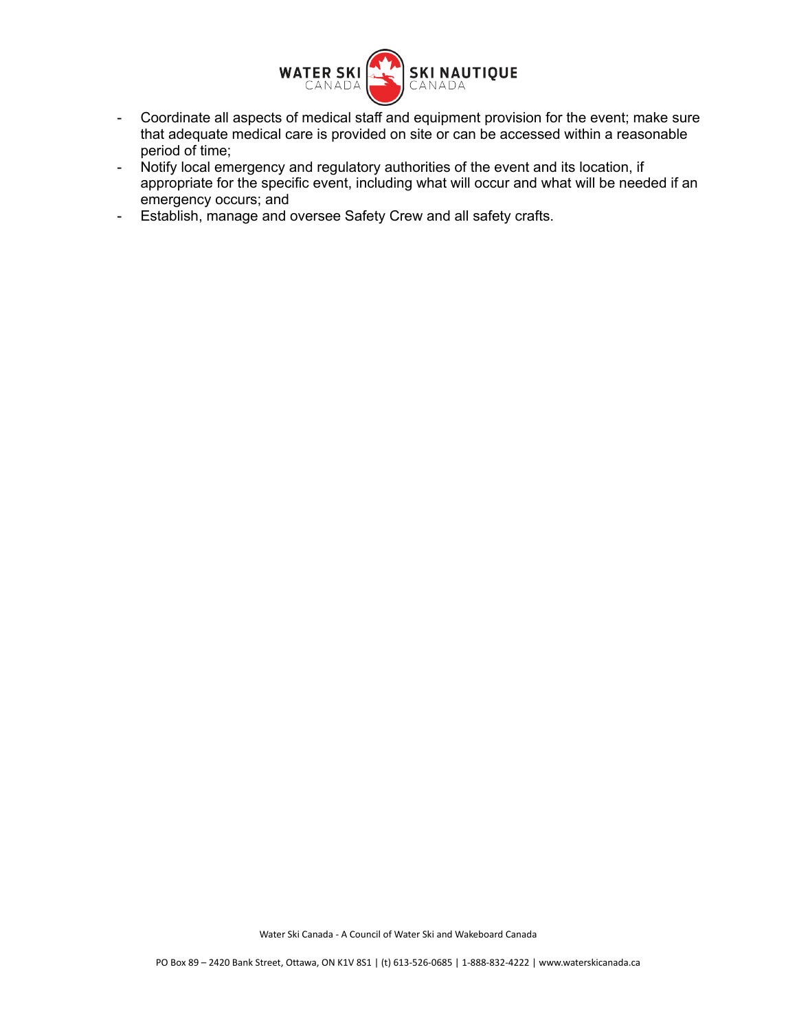- Coordinate all aspects of medical staff and equipment provision for the event; make sure that adequate medical care is provided on site or can be accessed within a reasonable period of time;
- Notify local emergency and regulatory authorities of the event and its location, if appropriate for the specific event, including what will occur and what will be needed if an emergency occurs; and
- Establish, manage and oversee Safety Crew and all safety crafts.